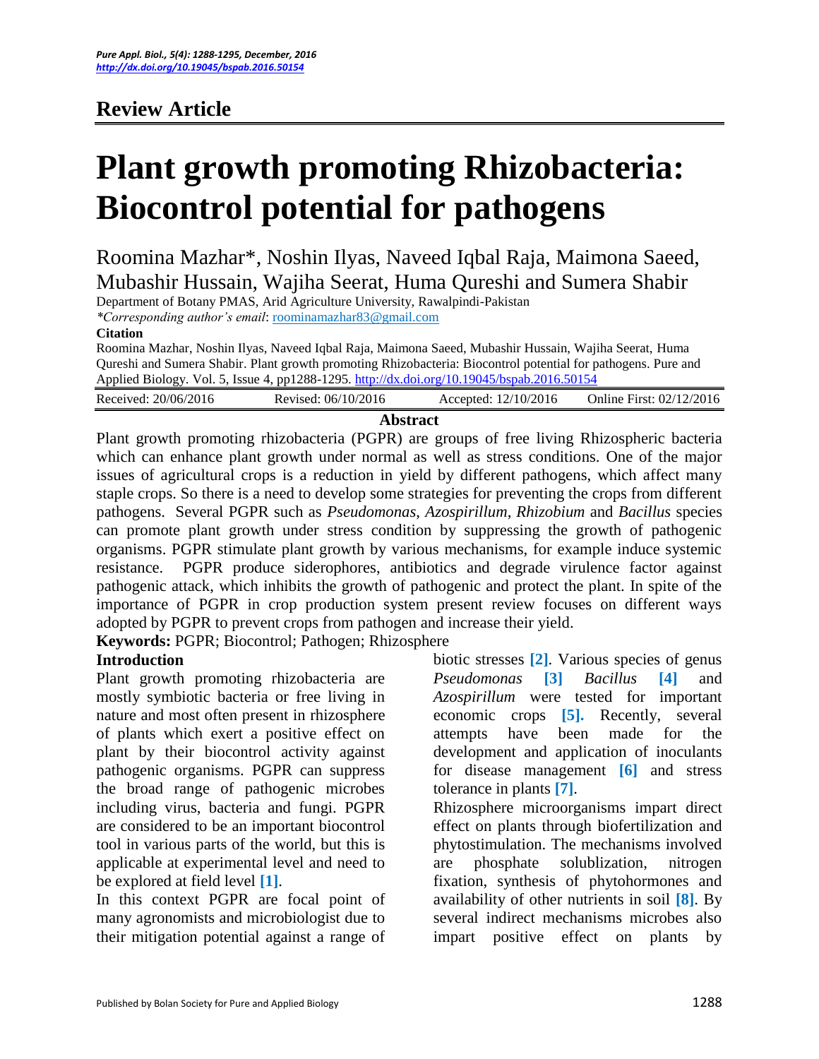## Review Article

# Plant growth promoting Rhizobacteria: Biocontrol potential for pathogens

Roomina Mazhar*, Noshin Ilyas, Naveed Iqbal Raja, Maimona Saeed, Mubashir Hussain, Wajiha Seerat, Huma Qureshi and Sumera Shabir

Department of Botany PMAS, Arid Agriculture University, Rawalpindi-Pakistan

*\*Corresponding author's email*: roominamazhar83@gmail.com

**Citation**

Roomina Mazhar, Noshin Ilyas, Naveed Iqbal Raja, Maimona Saeed, Mubashir Hussain, Wajiha Seerat, Huma Qureshi and Sumera Shabir. Plant growth promoting Rhizobacteria: Biocontrol potential for pathogens. Pure and Applied Biology. Vol. 5, Issue 4, pp1288-1295. http://dx.doi.org/10.19045/bspab.2016.50154

| Received: 20/06/2016 | Revised: 06/10/2016 | Accepted: 12/10/2016 | Online First: 02/12/2016 |
|---|---|---|---|

**Abstract**

Plant growth promoting rhizobacteria (PGPR) are groups of free living Rhizospheric bacteria which can enhance plant growth under normal as well as stress conditions. One of the major issues of agricultural crops is a reduction in yield by different pathogens, which affect many staple crops. So there is a need to develop some strategies for preventing the crops from different pathogens. Several PGPR such as *Pseudomonas*, *Azospirillum*, *Rhizobium* and *Bacillus* species can promote plant growth under stress condition by suppressing the growth of pathogenic organisms. PGPR stimulate plant growth by various mechanisms, for example induce systemic resistance. PGPR produce siderophores, antibiotics and degrade virulence factor against pathogenic attack, which inhibits the growth of pathogenic and protect the plant. In spite of the importance of PGPR in crop production system present review focuses on different ways adopted by PGPR to prevent crops from pathogen and increase their yield.

**Keywords:** PGPR; Biocontrol; Pathogen; Rhizosphere

**Introduction**

Plant growth promoting rhizobacteria are mostly symbiotic bacteria or free living in nature and most often present in rhizosphere of plants which exert a positive effect on plant by their biocontrol activity against pathogenic organisms. PGPR can suppress the broad range of pathogenic microbes including virus, bacteria and fungi. PGPR are considered to be an important biocontrol tool in various parts of the world, but this is applicable at experimental level and need to be explored at field level [1].

In this context PGPR are focal point of many agronomists and microbiologist due to their mitigation potential against a range of biotic stresses [2]. Various species of genus *Pseudomonas* [3] *Bacillus* [4] and *Azospirillum* were tested for important economic crops [5]. Recently, several attempts have been made for the development and application of inoculants for disease management [6] and stress tolerance in plants [7].

Rhizosphere microorganisms impart direct effect on plants through biofertilization and phytostimulation. The mechanisms involved are phosphate solublization, nitrogen fixation, synthesis of phytohormones and availability of other nutrients in soil [8]. By several indirect mechanisms microbes also impart positive effect on plants by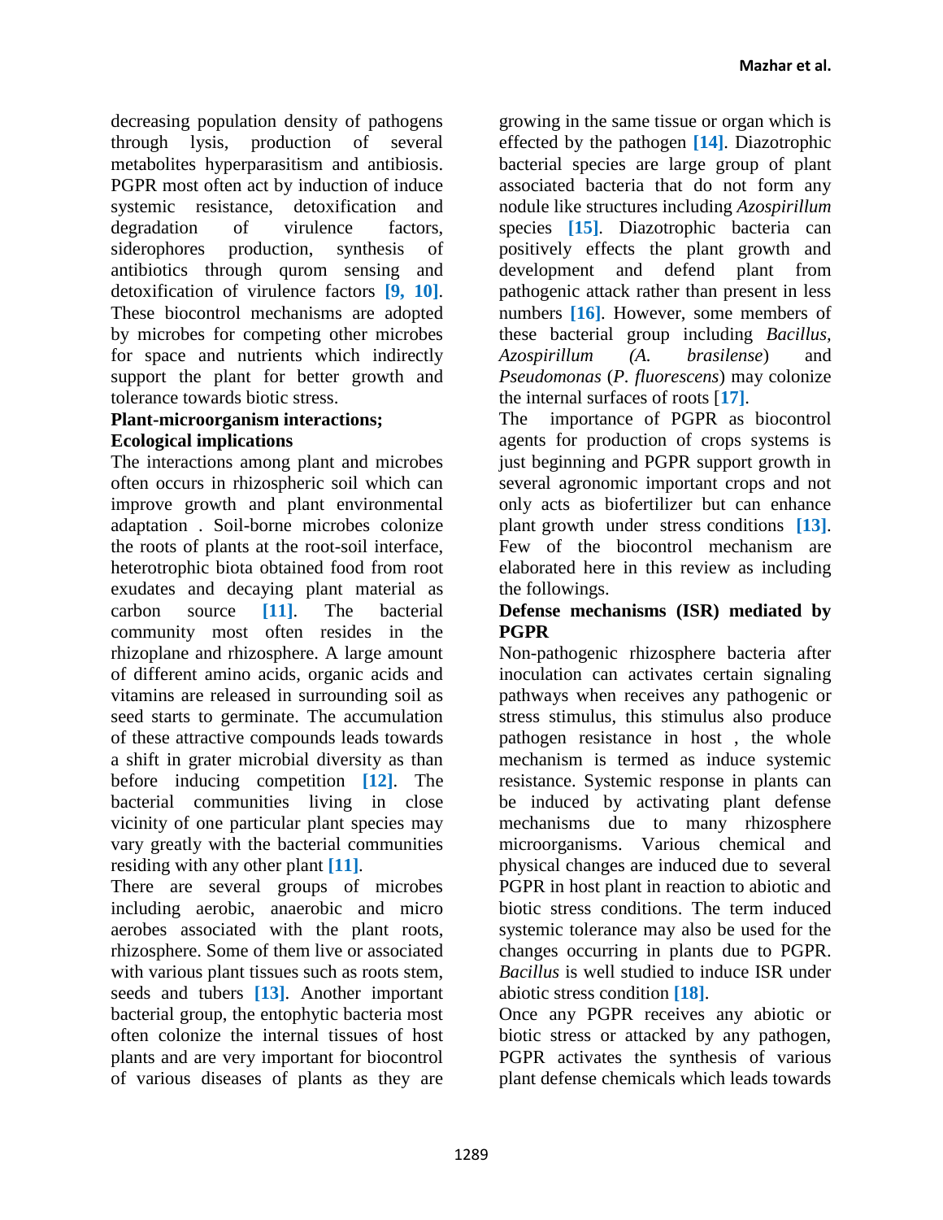decreasing population density of pathogens through lysis, production of several metabolites hyperparasitism and antibiosis. PGPR most often act by induction of induce systemic resistance, detoxification and degradation of virulence factors, siderophores production, synthesis of antibiotics through qurom sensing and detoxification of virulence factors **[9, 10]**. These biocontrol mechanisms are adopted by microbes for competing other microbes for space and nutrients which indirectly support the plant for better growth and tolerance towards biotic stress.

**Plant-microorganism interactions; Ecological implications**

The interactions among plant and microbes often occurs in rhizospheric soil which can improve growth and plant environmental adaptation . Soil-borne microbes colonize the roots of plants at the root-soil interface, heterotrophic biota obtained food from root exudates and decaying plant material as carbon source **[11]**. The bacterial community most often resides in the rhizoplane and rhizosphere. A large amount of different amino acids, organic acids and vitamins are released in surrounding soil as seed starts to germinate. The accumulation of these attractive compounds leads towards a shift in grater microbial diversity as than before inducing competition **[12]**. The bacterial communities living in close vicinity of one particular plant species may vary greatly with the bacterial communities residing with any other plant **[11]**.

There are several groups of microbes including aerobic, anaerobic and micro aerobes associated with the plant roots, rhizosphere. Some of them live or associated with various plant tissues such as roots stem, seeds and tubers **[13]**. Another important bacterial group, the entophytic bacteria most often colonize the internal tissues of host plants and are very important for biocontrol of various diseases of plants as they are growing in the same tissue or organ which is effected by the pathogen **[14]**. Diazotrophic bacterial species are large group of plant associated bacteria that do not form any nodule like structures including *Azospirillum* species **[15]**. Diazotrophic bacteria can positively effects the plant growth and development and defend plant from pathogenic attack rather than present in less numbers **[16]**. However, some members of these bacterial group including *Bacillus, Azospirillum (A. brasilense*) and *Pseudomonas* (*P. fluorescens*) may colonize the internal surfaces of roots **[17]**.

The importance of PGPR as biocontrol agents for production of crops systems is just beginning and PGPR support growth in several agronomic important crops and not only acts as biofertilizer but can enhance plant growth under stress conditions **[13]**. Few of the biocontrol mechanism are elaborated here in this review as including the followings.

**Defense mechanisms (ISR) mediated by PGPR**

Non-pathogenic rhizosphere bacteria after inoculation can activates certain signaling pathways when receives any pathogenic or stress stimulus, this stimulus also produce pathogen resistance in host , the whole mechanism is termed as induce systemic resistance. Systemic response in plants can be induced by activating plant defense mechanisms due to many rhizosphere microorganisms. Various chemical and physical changes are induced due to several PGPR in host plant in reaction to abiotic and biotic stress conditions. The term induced systemic tolerance may also be used for the changes occurring in plants due to PGPR. *Bacillus* is well studied to induce ISR under abiotic stress condition **[18]**.

Once any PGPR receives any abiotic or biotic stress or attacked by any pathogen, PGPR activates the synthesis of various plant defense chemicals which leads towards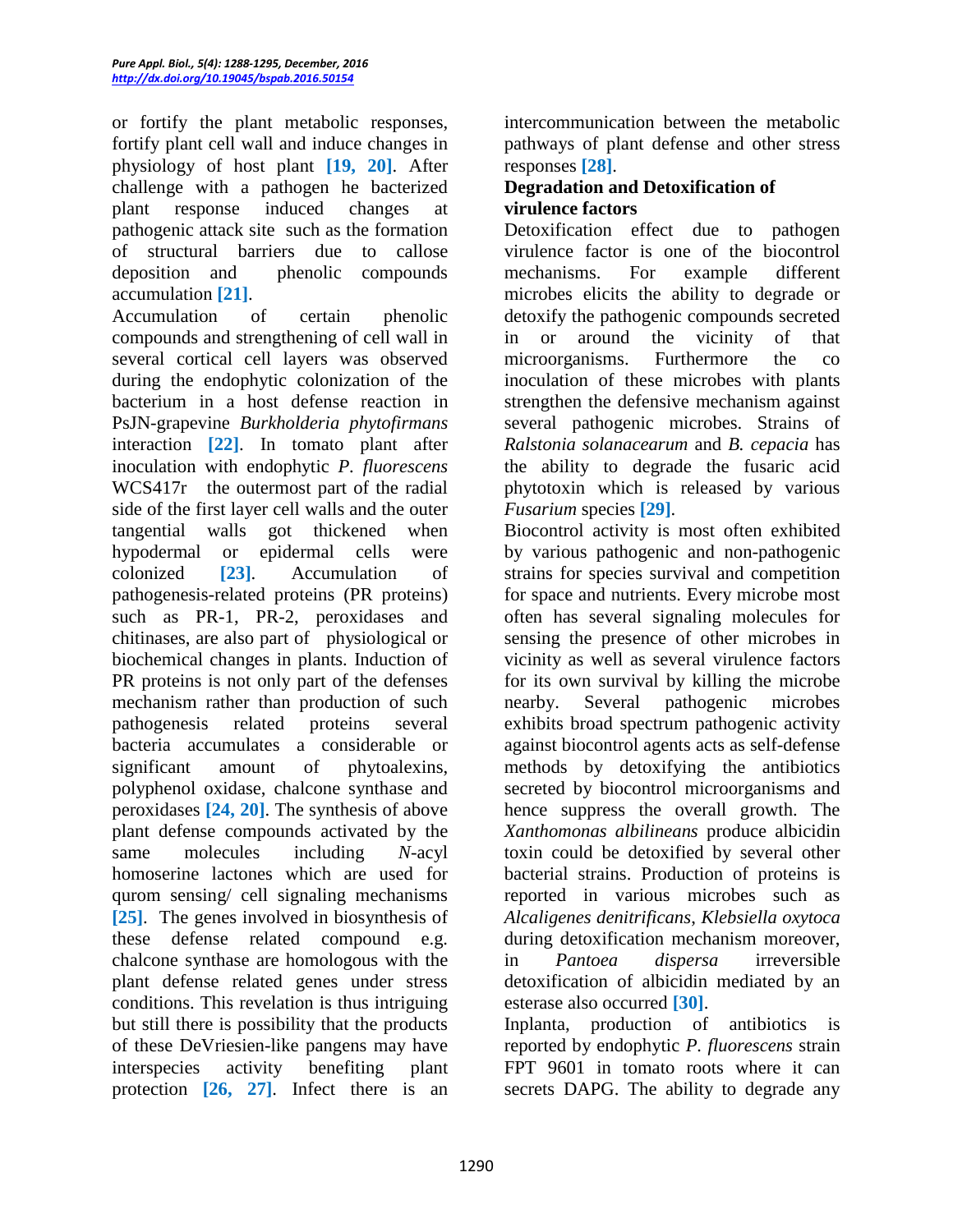or fortify the plant metabolic responses, fortify plant cell wall and induce changes in physiology of host plant **[19, 20]**. After challenge with a pathogen he bacterized plant response induced changes at pathogenic attack site such as the formation of structural barriers due to callose deposition and phenolic compounds accumulation **[21]**.

Accumulation of certain phenolic compounds and strengthening of cell wall in several cortical cell layers was observed during the endophytic colonization of the bacterium in a host defense reaction in PsJN-grapevine *Burkholderia phytofirmans* interaction **[22]**. In tomato plant after inoculation with endophytic *P. fluorescens* WCS417r the outermost part of the radial side of the first layer cell walls and the outer tangential walls got thickened when hypodermal or epidermal cells were colonized **[23]**. Accumulation of pathogenesis-related proteins (PR proteins) such as PR-1, PR-2, peroxidases and chitinases, are also part of physiological or biochemical changes in plants. Induction of PR proteins is not only part of the defenses mechanism rather than production of such pathogenesis related proteins several bacteria accumulates a considerable or significant amount of phytoalexins, polyphenol oxidase, chalcone synthase and peroxidases **[24, 20]**. The synthesis of above plant defense compounds activated by the same molecules including *N*-acyl homoserine lactones which are used for qurom sensing/ cell signaling mechanisms **[25]**. The genes involved in biosynthesis of these defense related compound e.g. chalcone synthase are homologous with the plant defense related genes under stress conditions. This revelation is thus intriguing but still there is possibility that the products of these DeVriesien-like pangens may have interspecies activity benefiting plant protection **[26, 27]**. Infect there is an intercommunication between the metabolic pathways of plant defense and other stress responses **[28]**.

## Degradation and Detoxification of virulence factors

Detoxification effect due to pathogen virulence factor is one of the biocontrol mechanisms. For example different microbes elicits the ability to degrade or detoxify the pathogenic compounds secreted in or around the vicinity of that microorganisms. Furthermore the co inoculation of these microbes with plants strengthen the defensive mechanism against several pathogenic microbes. Strains of *Ralstonia solanacearum* and *B. cepacia* has the ability to degrade the fusaric acid phytotoxin which is released by various *Fusarium* species **[29]**.

Biocontrol activity is most often exhibited by various pathogenic and non-pathogenic strains for species survival and competition for space and nutrients. Every microbe most often has several signaling molecules for sensing the presence of other microbes in vicinity as well as several virulence factors for its own survival by killing the microbe nearby. Several pathogenic microbes exhibits broad spectrum pathogenic activity against biocontrol agents acts as self-defense methods by detoxifying the antibiotics secreted by biocontrol microorganisms and hence suppress the overall growth. The *Xanthomonas albilineans* produce albicidin toxin could be detoxified by several other bacterial strains. Production of proteins is reported in various microbes such as *Alcaligenes denitrificans*, *Klebsiella oxytoca* during detoxification mechanism moreover, in *Pantoea dispersa* irreversible detoxification of albicidin mediated by an esterase also occurred **[30]**.

Inplanta, production of antibiotics is reported by endophytic *P. fluorescens* strain FPT 9601 in tomato roots where it can secrets DAPG. The ability to degrade any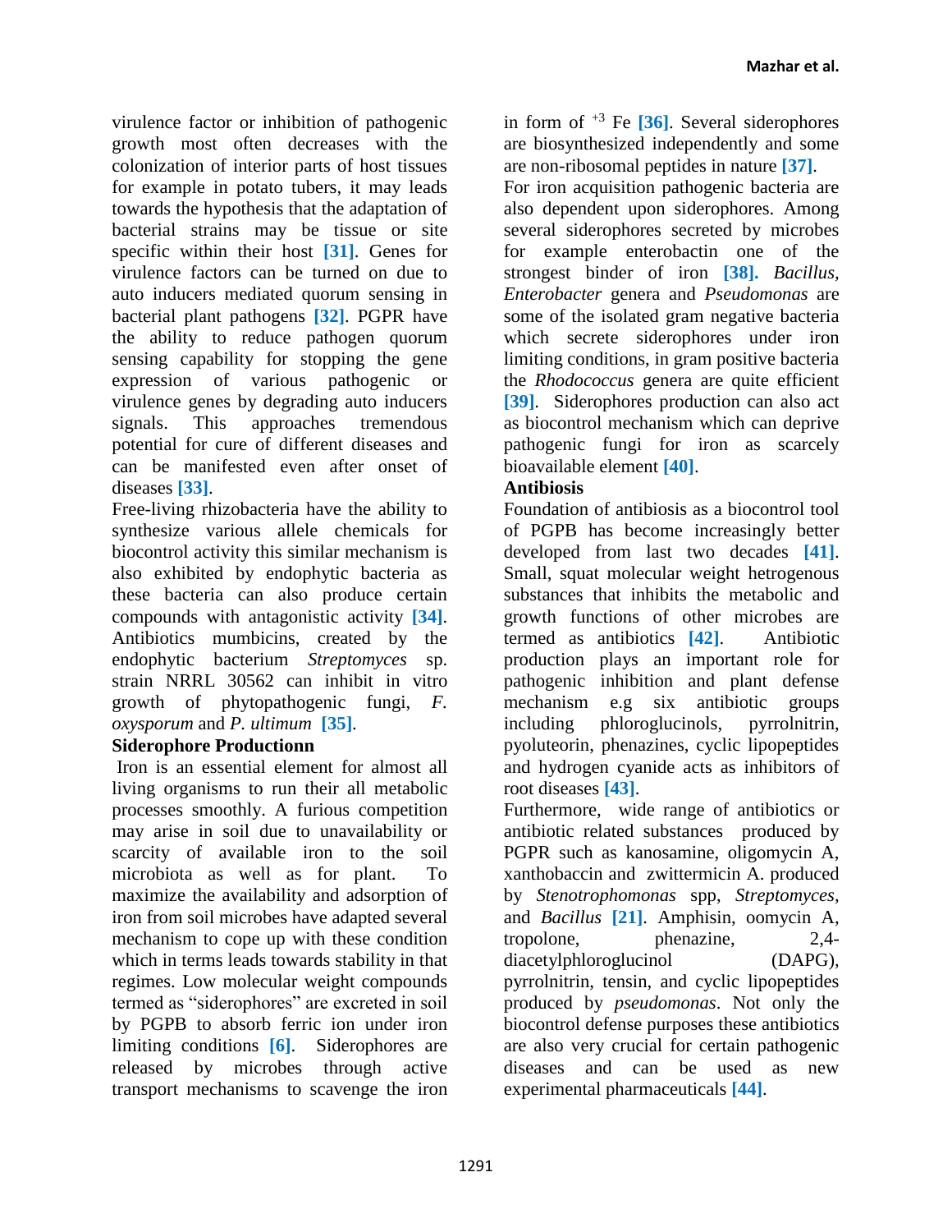virulence factor or inhibition of pathogenic growth most often decreases with the colonization of interior parts of host tissues for example in potato tubers, it may leads towards the hypothesis that the adaptation of bacterial strains may be tissue or site specific within their host [31]. Genes for virulence factors can be turned on due to auto inducers mediated quorum sensing in bacterial plant pathogens [32]. PGPR have the ability to reduce pathogen quorum sensing capability for stopping the gene expression of various pathogenic or virulence genes by degrading auto inducers signals. This approaches tremendous potential for cure of different diseases and can be manifested even after onset of diseases [33].

Free-living rhizobacteria have the ability to synthesize various allele chemicals for biocontrol activity this similar mechanism is also exhibited by endophytic bacteria as these bacteria can also produce certain compounds with antagonistic activity [34]. Antibiotics mumbicins, created by the endophytic bacterium *Streptomyces* sp. strain NRRL 30562 can inhibit in vitro growth of phytopathogenic fungi, *F. oxysporum* and *P. ultimum* [35].

**Siderophore Productionn**

Iron is an essential element for almost all living organisms to run their all metabolic processes smoothly. A furious competition may arise in soil due to unavailability or scarcity of available iron to the soil microbiota as well as for plant. To maximize the availability and adsorption of iron from soil microbes have adapted several mechanism to cope up with these condition which in terms leads towards stability in that regimes. Low molecular weight compounds termed as "siderophores" are excreted in soil by PGPB to absorb ferric ion under iron limiting conditions [6]. Siderophores are released by microbes through active transport mechanisms to scavenge the iron in form of $^{+3}$ Fe [36]. Several siderophores are biosynthesized independently and some are non-ribosomal peptides in nature [37].

For iron acquisition pathogenic bacteria are also dependent upon siderophores. Among several siderophores secreted by microbes for example enterobactin one of the strongest binder of iron [38]. *Bacillus*, *Enterobacter* genera and *Pseudomonas* are some of the isolated gram negative bacteria which secrete siderophores under iron limiting conditions, in gram positive bacteria the *Rhodococcus* genera are quite efficient [39]. Siderophores production can also act as biocontrol mechanism which can deprive pathogenic fungi for iron as scarcely bioavailable element [40].

**Antibiosis**

Foundation of antibiosis as a biocontrol tool of PGPB has become increasingly better developed from last two decades [41]. Small, squat molecular weight hetrogenous substances that inhibits the metabolic and growth functions of other microbes are termed as antibiotics [42]. Antibiotic production plays an important role for pathogenic inhibition and plant defense mechanism e.g six antibiotic groups including phloroglucinols, pyrrolnitrin, pyoluteorin, phenazines, cyclic lipopeptides and hydrogen cyanide acts as inhibitors of root diseases [43].

Furthermore, wide range of antibiotics or antibiotic related substances produced by PGPR such as kanosamine, oligomycin A, xanthobaccin and zwittermicin A. produced by *Stenotrophomonas* spp, *Streptomyces*, and *Bacillus* [21]. Amphisin, oomycin A, tropolone, phenazine, 2,4-diacetylphloroglucinol (DAPG), pyrrolnitrin, tensin, and cyclic lipopeptides produced by *pseudomonas*. Not only the biocontrol defense purposes these antibiotics are also very crucial for certain pathogenic diseases and can be used as new experimental pharmaceuticals [44].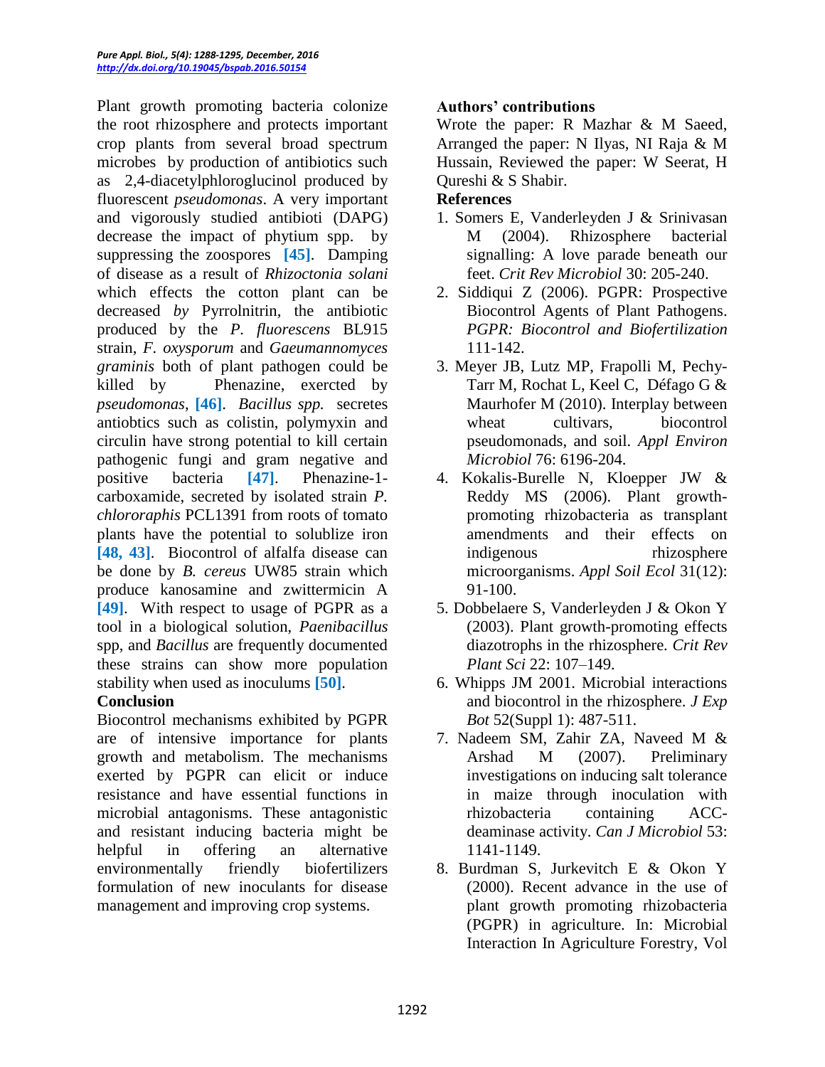Plant growth promoting bacteria colonize the root rhizosphere and protects important crop plants from several broad spectrum microbes by production of antibiotics such as 2,4-diacetylphloroglucinol produced by fluorescent *pseudomonas*. A very important and vigorously studied antibioti (DAPG) decrease the impact of phytium spp. by suppressing the zoospores **[45]**. Damping of disease as a result of *Rhizoctonia solani* which effects the cotton plant can be decreased *by* Pyrrolnitrin, the antibiotic produced by the *P. fluorescens* BL915 strain, *F. oxysporum* and *Gaeumannomyces graminis* both of plant pathogen could be killed by Phenazine, exercted by *pseudomonas*, **[46]**. *Bacillus spp.* secretes antiobtics such as colistin, polymyxin and circulin have strong potential to kill certain pathogenic fungi and gram negative and positive bacteria **[47]**. Phenazine-1-carboxamide, secreted by isolated strain *P. chlororaphis* PCL1391 from roots of tomato plants have the potential to solublize iron **[48, 43]**. Biocontrol of alfalfa disease can be done by *B. cereus* UW85 strain which produce kanosamine and zwittermicin A **[49]**. With respect to usage of PGPR as a tool in a biological solution, *Paenibacillus* spp, and *Bacillus* are frequently documented these strains can show more population stability when used as inoculums **[50]**.

## Conclusion

Biocontrol mechanisms exhibited by PGPR are of intensive importance for plants growth and metabolism. The mechanisms exerted by PGPR can elicit or induce resistance and have essential functions in microbial antagonisms. These antagonistic and resistant inducing bacteria might be helpful in offering an alternative environmentally friendly biofertilizers formulation of new inoculants for disease management and improving crop systems.

## Authors' contributions

Wrote the paper: R Mazhar & M Saeed, Arranged the paper: N Ilyas, NI Raja & M Hussain, Reviewed the paper: W Seerat, H Qureshi & S Shabir.

## References

1. Somers E, Vanderleyden J & Srinivasan M (2004). Rhizosphere bacterial signalling: A love parade beneath our feet. *Crit Rev Microbiol* 30: 205-240.
2. Siddiqui Z (2006). PGPR: Prospective Biocontrol Agents of Plant Pathogens. *PGPR: Biocontrol and Biofertilization* 111-142.
3. Meyer JB, Lutz MP, Frapolli M, Pechy-Tarr M, Rochat L, Keel C, Défago G & Maurhofer M (2010). Interplay between wheat cultivars, biocontrol pseudomonads, and soil. *Appl Environ Microbiol* 76: 6196-204.
4. Kokalis-Burelle N, Kloepper JW & Reddy MS (2006). Plant growth-promoting rhizobacteria as transplant amendments and their effects on indigenous rhizosphere microorganisms. *Appl Soil Ecol* 31(12): 91-100.
5. Dobbelaere S, Vanderleyden J & Okon Y (2003). Plant growth-promoting effects diazotrophs in the rhizosphere. *Crit Rev Plant Sci* 22: 107–149.
6. Whipps JM 2001. Microbial interactions and biocontrol in the rhizosphere. *J Exp Bot* 52(Suppl 1): 487-511.
7. Nadeem SM, Zahir ZA, Naveed M & Arshad M (2007). Preliminary investigations on inducing salt tolerance in maize through inoculation with rhizobacteria containing ACC-deaminase activity. *Can J Microbiol* 53: 1141-1149.
8. Burdman S, Jurkevitch E & Okon Y (2000). Recent advance in the use of plant growth promoting rhizobacteria (PGPR) in agriculture. In: Microbial Interaction In Agriculture Forestry, Vol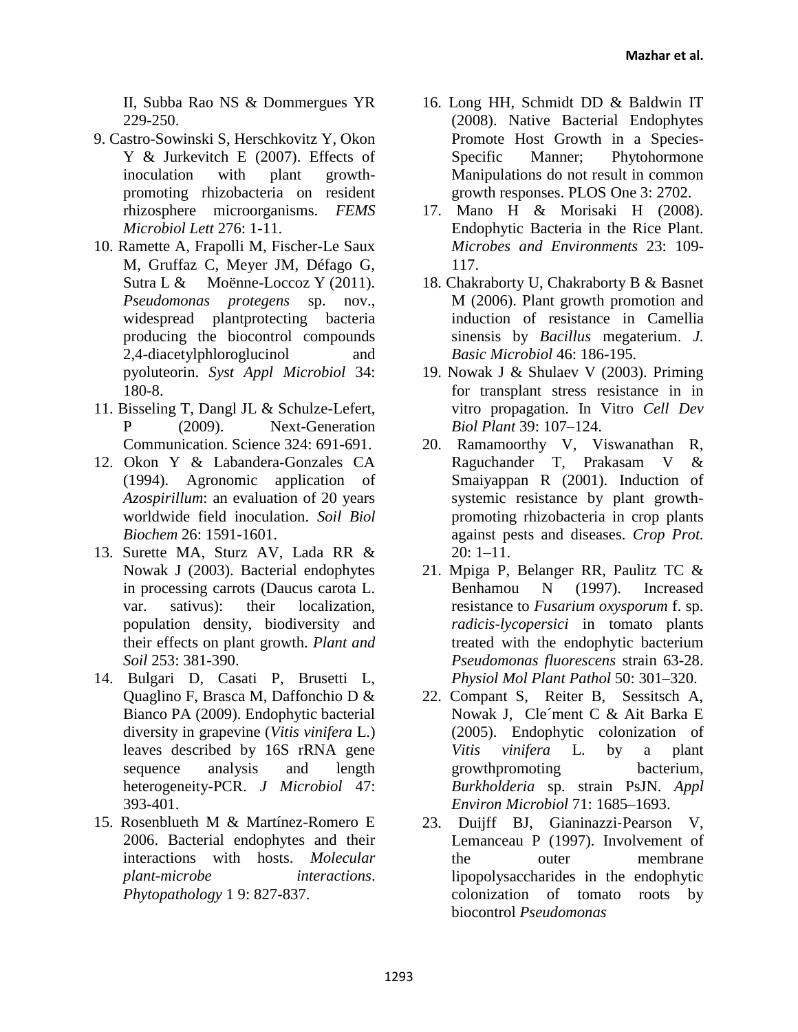II, Subba Rao NS & Dommergues YR 229-250.

9. Castro-Sowinski S, Herschkovitz Y, Okon Y & Jurkevitch E (2007). Effects of inoculation with plant growth-promoting rhizobacteria on resident rhizosphere microorganisms. *FEMS Microbiol Lett* 276: 1-11.
10. Ramette A, Frapolli M, Fischer-Le Saux M, Gruffaz C, Meyer JM, Défago G, Sutra L & Moënne-Loccoz Y (2011). *Pseudomonas protegens* sp. nov., widespread plantprotecting bacteria producing the biocontrol compounds 2,4-diacetylphloroglucinol and pyoluteorin. *Syst Appl Microbiol* 34: 180-8.
11. Bisseling T, Dangl JL & Schulze-Lefert, P (2009). Next-Generation Communication. Science 324: 691-691.
12. Okon Y & Labandera-Gonzales CA (1994). Agronomic application of *Azospirillum*: an evaluation of 20 years worldwide field inoculation. *Soil Biol Biochem* 26: 1591-1601.
13. Surette MA, Sturz AV, Lada RR & Nowak J (2003). Bacterial endophytes in processing carrots (Daucus carota L. var. sativus): their localization, population density, biodiversity and their effects on plant growth. *Plant and Soil* 253: 381-390.
14. Bulgari D, Casati P, Brusetti L, Quaglino F, Brasca M, Daffonchio D & Bianco PA (2009). Endophytic bacterial diversity in grapevine (*Vitis vinifera* L.) leaves described by 16S rRNA gene sequence analysis and length heterogeneity-PCR. *J Microbiol* 47: 393-401.
15. Rosenblueth M & Martínez-Romero E 2006. Bacterial endophytes and their interactions with hosts. *Molecular plant-microbe interactions*. *Phytopathology* 1 9: 827-837.
16. Long HH, Schmidt DD & Baldwin IT (2008). Native Bacterial Endophytes Promote Host Growth in a Species-Specific Manner; Phytohormone Manipulations do not result in common growth responses. PLOS One 3: 2702.
17. Mano H & Morisaki H (2008). Endophytic Bacteria in the Rice Plant. *Microbes and Environments* 23: 109-117.
18. Chakraborty U, Chakraborty B & Basnet M (2006). Plant growth promotion and induction of resistance in Camellia sinensis by *Bacillus* megaterium. *J. Basic Microbiol* 46: 186-195.
19. Nowak J & Shulaev V (2003). Priming for transplant stress resistance in in vitro propagation. In Vitro *Cell Dev Biol Plant* 39: 107–124.
20. Ramamoorthy V, Viswanathan R, Raguchander T, Prakasam V & Smaiyappan R (2001). Induction of systemic resistance by plant growth-promoting rhizobacteria in crop plants against pests and diseases. *Crop Prot.* 20: 1–11.
21. Mpiga P, Belanger RR, Paulitz TC & Benhamou N (1997). Increased resistance to *Fusarium oxysporum* f. sp. *radicis-lycopersici* in tomato plants treated with the endophytic bacterium *Pseudomonas fluorescens* strain 63-28. *Physiol Mol Plant Pathol* 50: 301–320.
22. Compant S, Reiter B, Sessitsch A, Nowak J, Cle´ment C & Ait Barka E (2005). Endophytic colonization of *Vitis vinifera* L. by a plant growthpromoting bacterium, *Burkholderia* sp. strain PsJN. *Appl Environ Microbiol* 71: 1685–1693.
23. Duijff BJ, Gianinazzi-Pearson V, Lemanceau P (1997). Involvement of the outer membrane lipopolysaccharides in the endophytic colonization of tomato roots by biocontrol *Pseudomonas*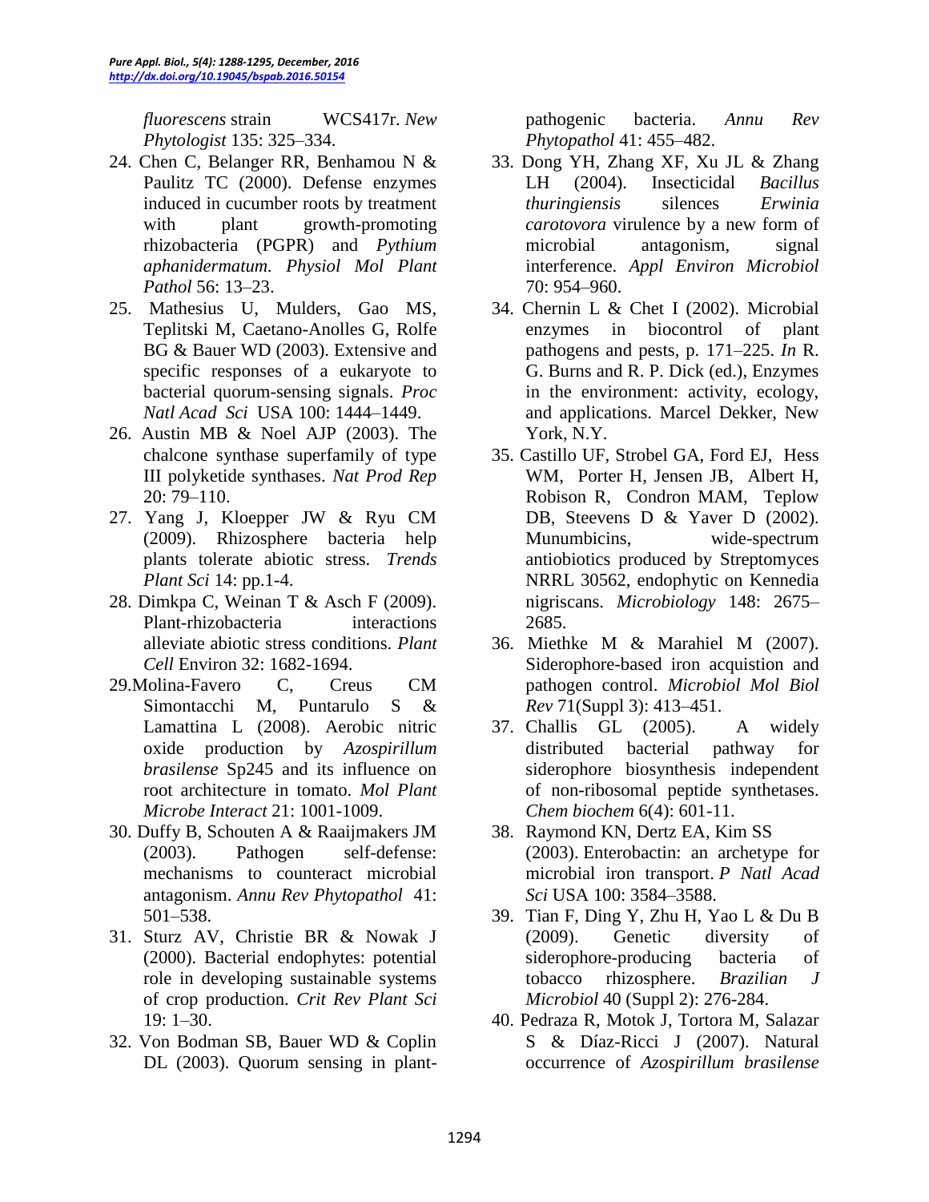*fluorescens* strain WCS417r. *New Phytologist* 135: 325–334.

24. Chen C, Belanger RR, Benhamou N & Paulitz TC (2000). Defense enzymes induced in cucumber roots by treatment with plant growth-promoting rhizobacteria (PGPR) and *Pythium aphanidermatum. Physiol Mol Plant Pathol* 56: 13–23.
25. Mathesius U, Mulders, Gao MS, Teplitski M, Caetano-Anolles G, Rolfe BG & Bauer WD (2003). Extensive and specific responses of a eukaryote to bacterial quorum-sensing signals. *Proc Natl Acad Sci* USA 100: 1444–1449.
26. Austin MB & Noel AJP (2003). The chalcone synthase superfamily of type III polyketide synthases. *Nat Prod Rep* 20: 79–110.
27. Yang J, Kloepper JW & Ryu CM (2009). Rhizosphere bacteria help plants tolerate abiotic stress. *Trends Plant Sci* 14: pp.1-4.
28. Dimkpa C, Weinan T & Asch F (2009). Plant-rhizobacteria interactions alleviate abiotic stress conditions. *Plant Cell* Environ 32: 1682-1694.
29. Molina-Favero C, Creus CM Simontacchi M, Puntarulo S & Lamattina L (2008). Aerobic nitric oxide production by *Azospirillum brasilense* Sp245 and its influence on root architecture in tomato. *Mol Plant Microbe Interact* 21: 1001-1009.
30. Duffy B, Schouten A & Raaijmakers JM (2003). Pathogen self-defense: mechanisms to counteract microbial antagonism. *Annu Rev Phytopathol* 41: 501–538.
31. Sturz AV, Christie BR & Nowak J (2000). Bacterial endophytes: potential role in developing sustainable systems of crop production. *Crit Rev Plant Sci* 19: 1–30.
32. Von Bodman SB, Bauer WD & Coplin DL (2003). Quorum sensing in plant-pathogenic bacteria. *Annu Rev Phytopathol* 41: 455–482.
33. Dong YH, Zhang XF, Xu JL & Zhang LH (2004). Insecticidal *Bacillus thuringiensis* silences *Erwinia carotovora* virulence by a new form of microbial antagonism, signal interference. *Appl Environ Microbiol* 70: 954–960.
34. Chernin L & Chet I (2002). Microbial enzymes in biocontrol of plant pathogens and pests, p. 171–225. *In* R. G. Burns and R. P. Dick (ed.), Enzymes in the environment: activity, ecology, and applications. Marcel Dekker, New York, N.Y.
35. Castillo UF, Strobel GA, Ford EJ, Hess WM, Porter H, Jensen JB, Albert H, Robison R, Condron MAM, Teplow DB, Steevens D & Yaver D (2002). Munumbicins, wide-spectrum antiobiotics produced by Streptomyces NRRL 30562, endophytic on Kennedia nigriscans. *Microbiology* 148: 2675–2685.
36. Miethke M & Marahiel M (2007). Siderophore-based iron acquistion and pathogen control. *Microbiol Mol Biol Rev* 71(Suppl 3): 413–451.
37. Challis GL (2005). A widely distributed bacterial pathway for siderophore biosynthesis independent of non-ribosomal peptide synthetases. *Chem biochem* 6(4): 601-11.
38. Raymond KN, Dertz EA, Kim SS (2003). Enterobactin: an archetype for microbial iron transport. *P Natl Acad Sci* USA 100: 3584–3588.
39. Tian F, Ding Y, Zhu H, Yao L & Du B (2009). Genetic diversity of siderophore-producing bacteria of tobacco rhizosphere. *Brazilian J Microbiol* 40 (Suppl 2): 276-284.
40. Pedraza R, Motok J, Tortora M, Salazar S & Díaz-Ricci J (2007). Natural occurrence of *Azospirillum brasilense*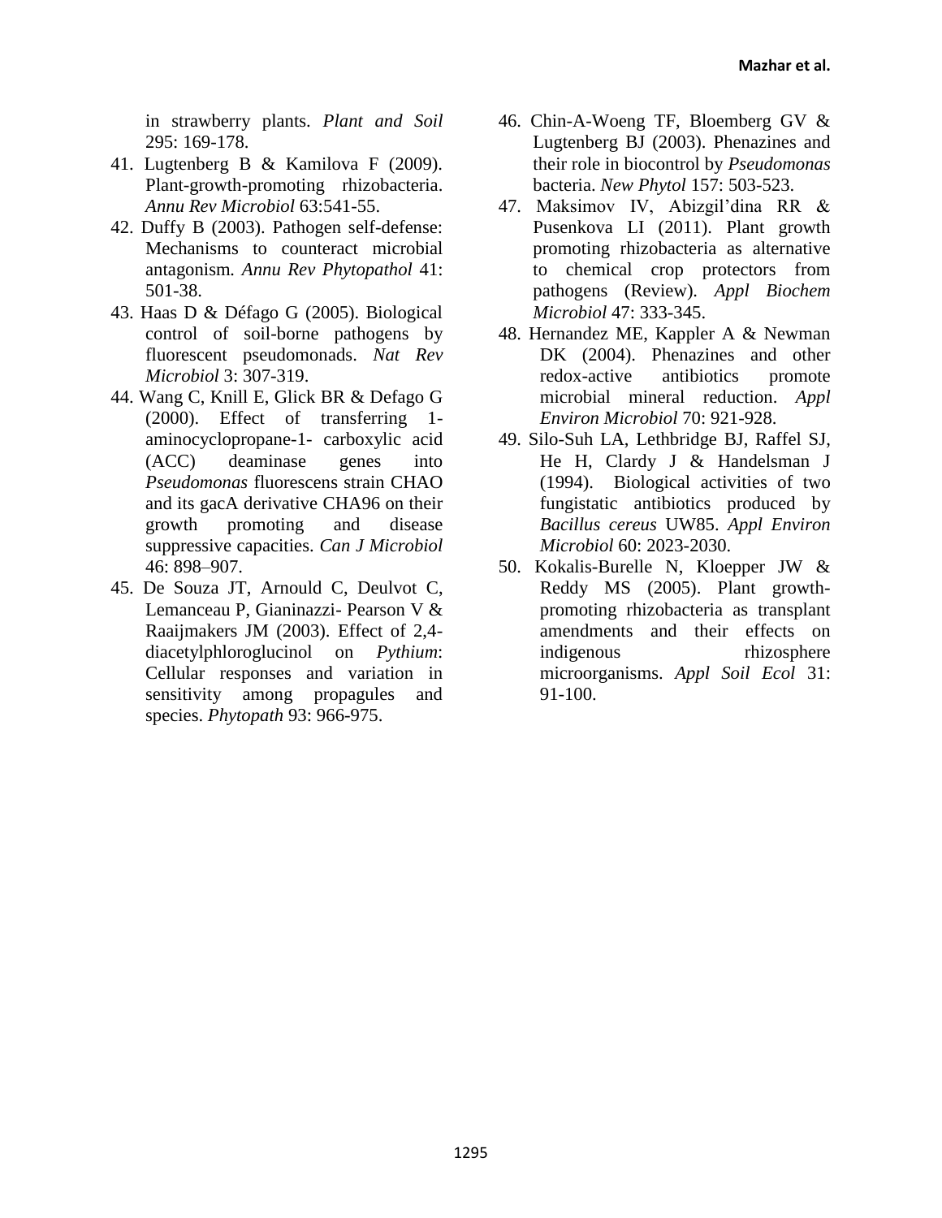in strawberry plants. *Plant and Soil* 295: 169-178.

41. Lugtenberg B & Kamilova F (2009). Plant-growth-promoting rhizobacteria. *Annu Rev Microbiol* 63:541-55.
42. Duffy B (2003). Pathogen self-defense: Mechanisms to counteract microbial antagonism. *Annu Rev Phytopathol* 41: 501-38.
43. Haas D & Défago G (2005). Biological control of soil-borne pathogens by fluorescent pseudomonads. *Nat Rev Microbiol* 3: 307-319.
44. Wang C, Knill E, Glick BR & Defago G (2000). Effect of transferring 1-aminocyclopropane-1- carboxylic acid (ACC) deaminase genes into *Pseudomonas* fluorescens strain CHAO and its gacA derivative CHA96 on their growth promoting and disease suppressive capacities. *Can J Microbiol* 46: 898–907.
45. De Souza JT, Arnould C, Deulvot C, Lemanceau P, Gianinazzi- Pearson V & Raaijmakers JM (2003). Effect of 2,4-diacetylphloroglucinol on *Pythium*: Cellular responses and variation in sensitivity among propagules and species. *Phytopath* 93: 966-975.
46. Chin-A-Woeng TF, Bloemberg GV & Lugtenberg BJ (2003). Phenazines and their role in biocontrol by *Pseudomonas* bacteria. *New Phytol* 157: 503-523.
47. Maksimov IV, Abizgil'dina RR & Pusenkova LI (2011). Plant growth promoting rhizobacteria as alternative to chemical crop protectors from pathogens (Review). *Appl Biochem Microbiol* 47: 333-345.
48. Hernandez ME, Kappler A & Newman DK (2004). Phenazines and other redox-active antibiotics promote microbial mineral reduction. *Appl Environ Microbiol* 70: 921-928.
49. Silo-Suh LA, Lethbridge BJ, Raffel SJ, He H, Clardy J & Handelsman J (1994). Biological activities of two fungistatic antibiotics produced by *Bacillus cereus* UW85. *Appl Environ Microbiol* 60: 2023-2030.
50. Kokalis-Burelle N, Kloepper JW & Reddy MS (2005). Plant growth-promoting rhizobacteria as transplant amendments and their effects on indigenous rhizosphere microorganisms. *Appl Soil Ecol* 31: 91-100.